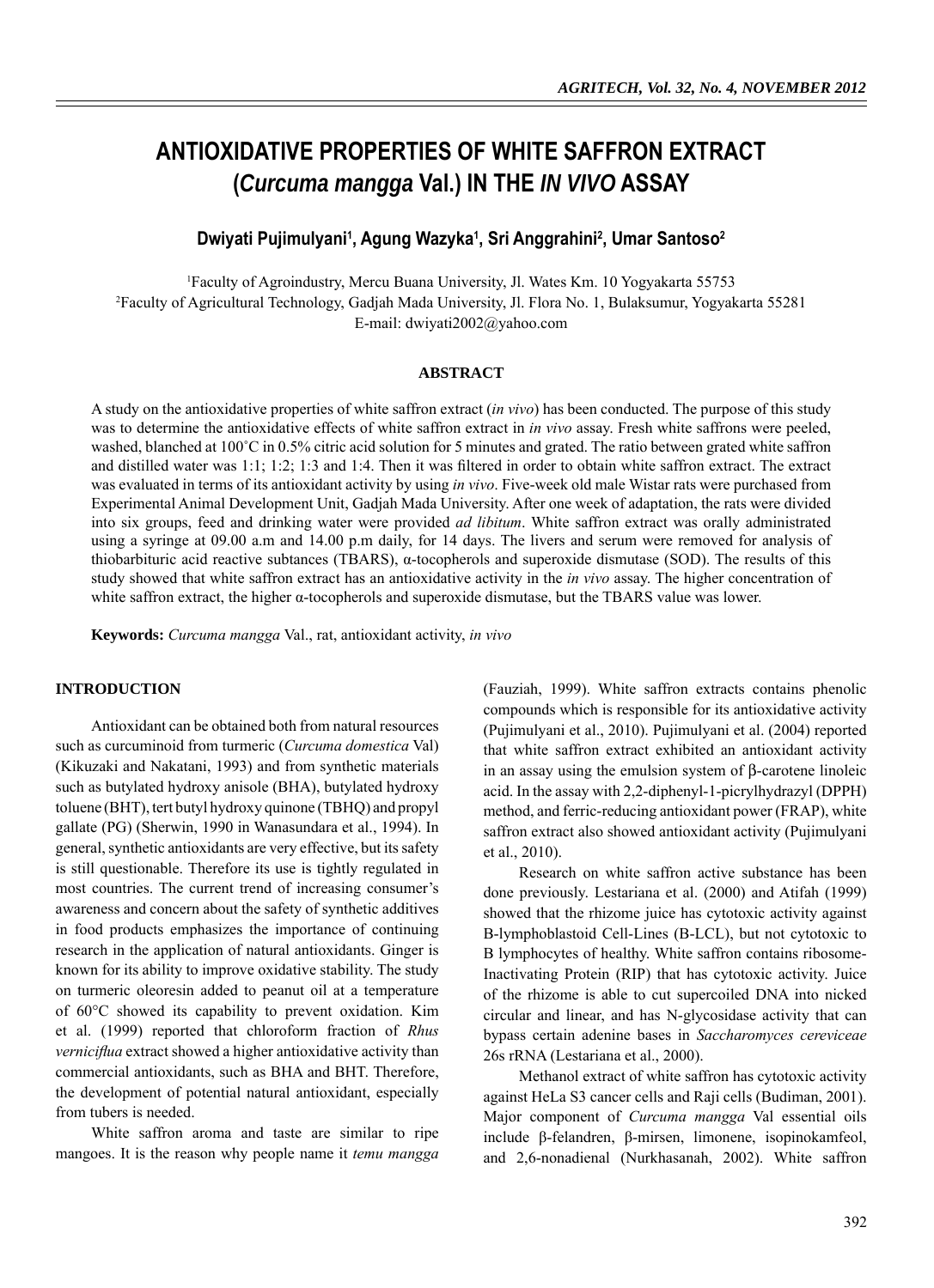# ANTIOXIDATIVE PROPERTIES OF WHITE SAFFRON EXTRACT (*Curcuma mangga* Val.) IN THE *IN VIVO* ASSAY

**Dwiyati Pujimulyani[1], Agung Wazyka[1], Sri Anggrahini[2], Umar Santoso[2]**

[1]Faculty of Agroindustry, Mercu Buana University, Jl. Wates Km. 10 Yogyakarta 55753
[2]Faculty of Agricultural Technology, Gadjah Mada University, Jl. Flora No. 1, Bulaksumur, Yogyakarta 55281
E-mail: dwiyati2002@yahoo.com

## ABSTRACT

A study on the antioxidative properties of white saffron extract (*in vivo*) has been conducted. The purpose of this study was to determine the antioxidative effects of white saffron extract in *in vivo* assay. Fresh white saffrons were peeled, washed, blanched at 100˚C in 0.5% citric acid solution for 5 minutes and grated. The ratio between grated white saffron and distilled water was 1:1; 1:2; 1:3 and 1:4. Then it was filtered in order to obtain white saffron extract. The extract was evaluated in terms of its antioxidant activity by using *in vivo*. Five-week old male Wistar rats were purchased from Experimental Animal Development Unit, Gadjah Mada University. After one week of adaptation, the rats were divided into six groups, feed and drinking water were provided *ad libitum*. White saffron extract was orally administrated using a syringe at 09.00 a.m and 14.00 p.m daily, for 14 days. The livers and serum were removed for analysis of thiobarbituric acid reactive subtances (TBARS), α-tocopherols and superoxide dismutase (SOD). The results of this study showed that white saffron extract has an antioxidative activity in the *in vivo* assay. The higher concentration of white saffron extract, the higher α-tocopherols and superoxide dismutase, but the TBARS value was lower.

**Keywords:** *Curcuma mangga* Val., rat, antioxidant activity, *in vivo*

## INTRODUCTION

Antioxidant can be obtained both from natural resources such as curcuminoid from turmeric (*Curcuma domestica* Val) (Kikuzaki and Nakatani, 1993) and from synthetic materials such as butylated hydroxy anisole (BHA), butylated hydroxy toluene (BHT), tert butyl hydroxy quinone (TBHQ) and propyl gallate (PG) (Sherwin, 1990 in Wanasundara et al., 1994). In general, synthetic antioxidants are very effective, but its safety is still questionable. Therefore its use is tightly regulated in most countries. The current trend of increasing consumer's awareness and concern about the safety of synthetic additives in food products emphasizes the importance of continuing research in the application of natural antioxidants. Ginger is known for its ability to improve oxidative stability. The study on turmeric oleoresin added to peanut oil at a temperature of 60°C showed its capability to prevent oxidation. Kim et al. (1999) reported that chloroform fraction of *Rhus verniciflua* extract showed a higher antioxidative activity than commercial antioxidants, such as BHA and BHT. Therefore, the development of potential natural antioxidant, especially from tubers is needed.

White saffron aroma and taste are similar to ripe mangoes. It is the reason why people name it *temu mangga* (Fauziah, 1999). White saffron extracts contains phenolic compounds which is responsible for its antioxidative activity (Pujimulyani et al., 2010). Pujimulyani et al. (2004) reported that white saffron extract exhibited an antioxidant activity in an assay using the emulsion system of β-carotene linoleic acid. In the assay with 2,2-diphenyl-1-picrylhydrazyl (DPPH) method, and ferric-reducing antioxidant power (FRAP), white saffron extract also showed antioxidant activity (Pujimulyani et al., 2010).

Research on white saffron active substance has been done previously. Lestariana et al. (2000) and Atifah (1999) showed that the rhizome juice has cytotoxic activity against B-lymphoblastoid Cell-Lines (B-LCL), but not cytotoxic to B lymphocytes of healthy. White saffron contains ribosome-Inactivating Protein (RIP) that has cytotoxic activity. Juice of the rhizome is able to cut supercoiled DNA into nicked circular and linear, and has N-glycosidase activity that can bypass certain adenine bases in *Saccharomyces cereviceae* 26s rRNA (Lestariana et al., 2000).

Methanol extract of white saffron has cytotoxic activity against HeLa S3 cancer cells and Raji cells (Budiman, 2001). Major component of *Curcuma mangga* Val essential oils include β-felandren, β-mirsen, limonene, isopinokamfeol, and 2,6-nonadienal (Nurkhasanah, 2002). White saffron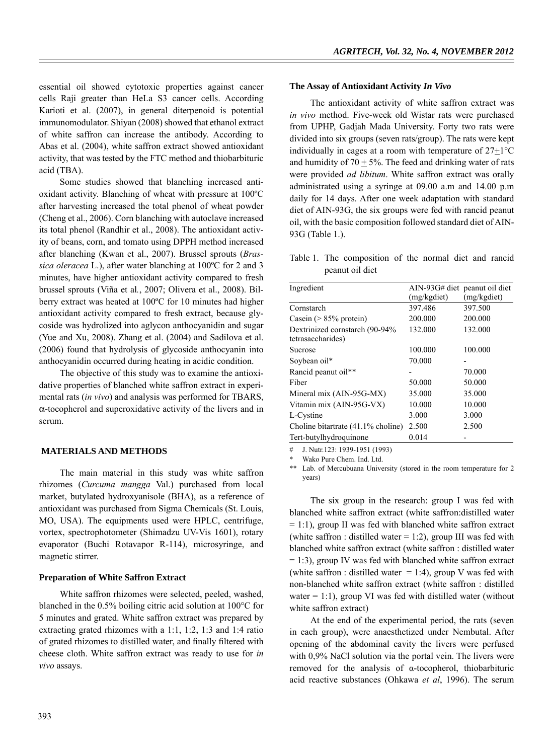essential oil showed cytotoxic properties against cancer cells Raji greater than HeLa S3 cancer cells. According Karioti et al. (2007), in general diterpenoid is potential immunomodulator. Shiyan (2008) showed that ethanol extract of white saffron can increase the antibody. According to Abas et al. (2004), white saffron extract showed antioxidant activity, that was tested by the FTC method and thiobarbituric acid (TBA).

Some studies showed that blanching increased antioxidant activity. Blanching of wheat with pressure at 100ºC after harvesting increased the total phenol of wheat powder (Cheng et al., 2006). Corn blanching with autoclave increased its total phenol (Randhir et al., 2008). The antioxidant activity of beans, corn, and tomato using DPPH method increased after blanching (Kwan et al., 2007). Brussel sprouts (*Brassica oleracea* L.), after water blanching at 100ºC for 2 and 3 minutes, have higher antioxidant activity compared to fresh brussel sprouts (Viña et al*.*, 2007; Olivera et al., 2008). Bilberry extract was heated at 100ºC for 10 minutes had higher antioxidant activity compared to fresh extract, because glycoside was hydrolized into aglycon anthocyanidin and sugar (Yue and Xu, 2008). Zhang et al. (2004) and Sadilova et al. (2006) found that hydrolysis of glycoside anthocyanin into anthocyanidin occurred during heating in acidic condition.

The objective of this study was to examine the antioxidative properties of blanched white saffron extract in experimental rats (*in vivo*) and analysis was performed for TBARS, α-tocopherol and superoxidative activity of the livers and in serum.

## MATERIALS AND METHODS

The main material in this study was white saffron rhizomes (*Curcuma mangga* Val.) purchased from local market, butylated hydroxyanisole (BHA), as a reference of antioxidant was purchased from Sigma Chemicals (St. Louis, MO, USA). The equipments used were HPLC, centrifuge, vortex, spectrophotometer (Shimadzu UV-Vis 1601), rotary evaporator (Buchi Rotavapor R-114), microsyringe, and magnetic stirrer.

### Preparation of White Saffron Extract

White saffron rhizomes were selected, peeled, washed, blanched in the 0.5% boiling citric acid solution at 100°C for 5 minutes and grated. White saffron extract was prepared by extracting grated rhizomes with a 1:1, 1:2, 1:3 and 1:4 ratio of grated rhizomes to distilled water, and finally filtered with cheese cloth. White saffron extract was ready to use for *in vivo* assays.

### The Assay of Antioxidant Activity *In Vivo*

The antioxidant activity of white saffron extract was *in vivo* method. Five-week old Wistar rats were purchased from UPHP, Gadjah Mada University. Forty two rats were divided into six groups (seven rats/group). The rats were kept individually in cages at a room with temperature of 27±1°C and humidity of 70 ± 5%. The feed and drinking water of rats were provided *ad libitum*. White saffron extract was orally administrated using a syringe at 09.00 a.m and 14.00 p.m daily for 14 days. After one week adaptation with standard diet of AIN-93G, the six groups were fed with rancid peanut oil, with the basic composition followed standard diet of AIN-93G (Table 1.).

Table 1. The composition of the normal diet and rancid peanut oil diet

| Ingredient | AIN-93G# diet (mg/kgdiet) | peanut oil diet (mg/kgdiet) |
|---|---|---|
| Cornstarch | 397.486 | 397.500 |
| Casein (> 85% protein) | 200.000 | 200.000 |
| Dextrinized cornstarch (90-94% tetrasaccharides) | 132.000 | 132.000 |
| Sucrose | 100.000 | 100.000 |
| Soybean oil* | 70.000 | - |
| Rancid peanut oil** | - | 70.000 |
| Fiber | 50.000 | 50.000 |
| Mineral mix (AIN-95G-MX) | 35.000 | 35.000 |
| Vitamin mix (AIN-95G-VX) | 10.000 | 10.000 |
| L-Cystine | 3.000 | 3.000 |
| Choline bitartrate (41.1% choline) | 2.500 | 2.500 |
| Tert-butylhydroquinone | 0.014 | - |

\# J. Nutr.123: 1939-1951 (1993)

\* Wako Pure Chem. Ind. Ltd.

\*\* Lab. of Mercubuana University (stored in the room temperature for 2 years)

The six group in the research: group I was fed with blanched white saffron extract (white saffron:distilled water = 1:1), group II was fed with blanched white saffron extract (white saffron : distilled water = 1:2), group III was fed with blanched white saffron extract (white saffron : distilled water = 1:3), group IV was fed with blanched white saffron extract (white saffron : distilled water = 1:4), group V was fed with non-blanched white saffron extract (white saffron : distilled water = 1:1), group VI was fed with distilled water (without white saffron extract)

At the end of the experimental period, the rats (seven in each group), were anaesthetized under Nembutal. After opening of the abdominal cavity the livers were perfused with 0,9% NaCl solution via the portal vein. The livers were removed for the analysis of α-tocopherol, thiobarbituric acid reactive substances (Ohkawa *et al*, 1996). The serum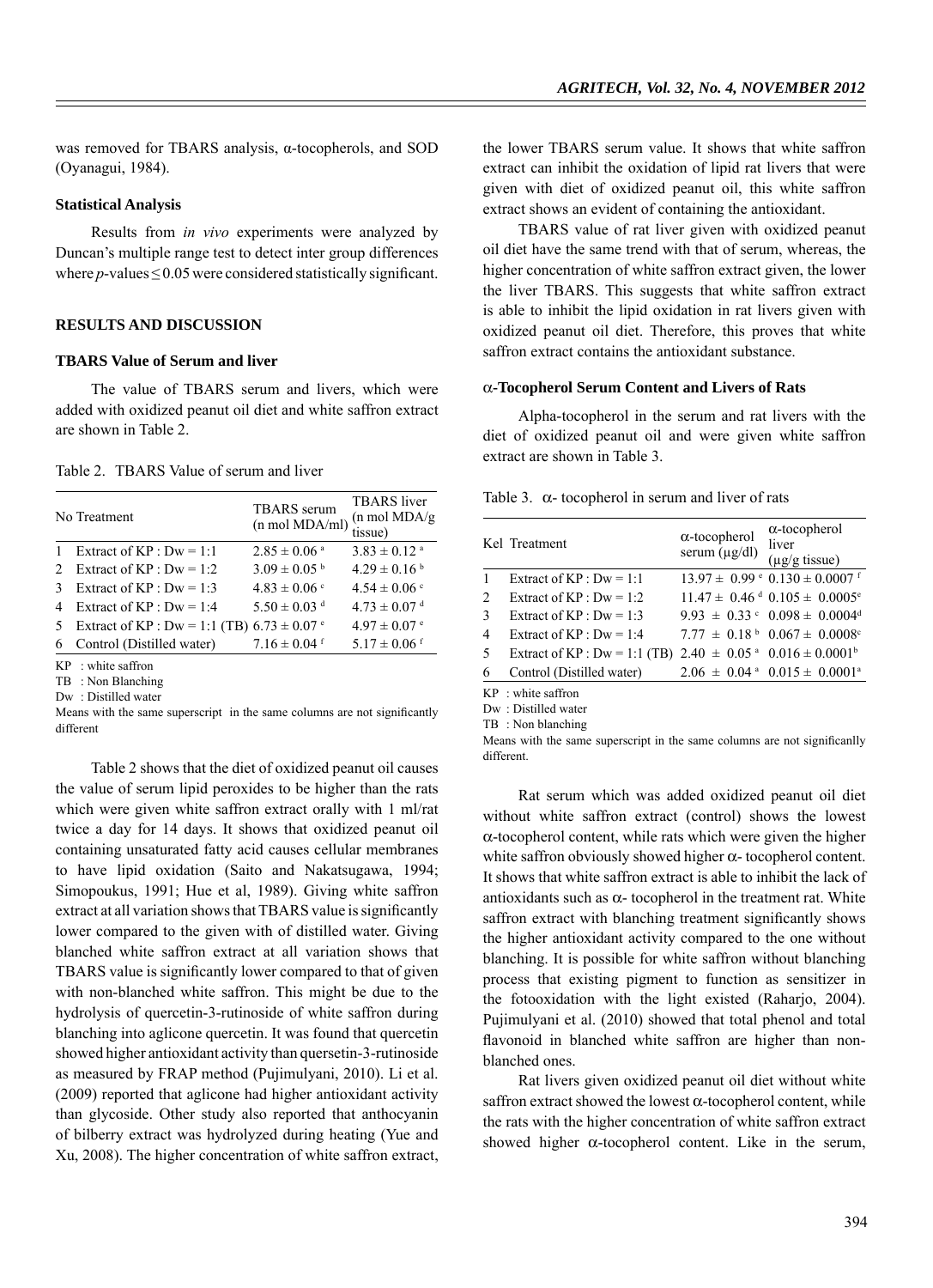was removed for TBARS analysis, α-tocopherols, and SOD (Oyanagui, 1984).

### Statistical Analysis

Results from *in vivo* experiments were analyzed by Duncan's multiple range test to detect inter group differences where *p*-values ≤ 0.05 were considered statistically significant.

## RESULTS AND DISCUSSION

### TBARS Value of Serum and liver

The value of TBARS serum and livers, which were added with oxidized peanut oil diet and white saffron extract are shown in Table 2.

Table 2. TBARS Value of serum and liver

| No | Treatment | TBARS serum (n mol MDA/ml) | TBARS liver (n mol MDA/g tissue) |
|---|---|---|---|
| 1 | Extract of KP : Dw = 1:1 | 2.85 ± 0.06 [a] | 3.83 ± 0.12 [a] |
| 2 | Extract of KP : Dw = 1:2 | 3.09 ± 0.05 [b] | 4.29 ± 0.16 [b] |
| 3 | Extract of KP : Dw = 1:3 | 4.83 ± 0.06 [c] | 4.54 ± 0.06 [c] |
| 4 | Extract of KP : Dw = 1:4 | 5.50 ± 0.03 [d] | 4.73 ± 0.07 [d] |
| 5 | Extract of KP : Dw = 1:1 (TB) | 6.73 ± 0.07 [e] | 4.97 ± 0.07 [e] |
| 6 | Control (Distilled water) | 7.16 ± 0.04 [f] | 5.17 ± 0.06 [f] |

KP : white saffron

TB : Non Blanching

Dw : Distilled water

Means with the same superscript in the same columns are not significantly different

Table 2 shows that the diet of oxidized peanut oil causes the value of serum lipid peroxides to be higher than the rats which were given white saffron extract orally with 1 ml/rat twice a day for 14 days. It shows that oxidized peanut oil containing unsaturated fatty acid causes cellular membranes to have lipid oxidation (Saito and Nakatsugawa, 1994; Simopoukus, 1991; Hue et al, 1989). Giving white saffron extract at all variation shows that TBARS value is significantly lower compared to the given with of distilled water. Giving blanched white saffron extract at all variation shows that TBARS value is significantly lower compared to that of given with non-blanched white saffron. This might be due to the hydrolysis of quercetin-3-rutinoside of white saffron during blanching into aglicone quercetin. It was found that quercetin showed higher antioxidant activity than quersetin-3-rutinoside as measured by FRAP method (Pujimulyani, 2010). Li et al. (2009) reported that aglicone had higher antioxidant activity than glycoside. Other study also reported that anthocyanin of bilberry extract was hydrolyzed during heating (Yue and Xu, 2008). The higher concentration of white saffron extract, the lower TBARS serum value. It shows that white saffron extract can inhibit the oxidation of lipid rat livers that were given with diet of oxidized peanut oil, this white saffron extract shows an evident of containing the antioxidant.

TBARS value of rat liver given with oxidized peanut oil diet have the same trend with that of serum, whereas, the higher concentration of white saffron extract given, the lower the liver TBARS. This suggests that white saffron extract is able to inhibit the lipid oxidation in rat livers given with oxidized peanut oil diet. Therefore, this proves that white saffron extract contains the antioxidant substance.

### α-Tocopherol Serum Content and Livers of Rats

Alpha-tocopherol in the serum and rat livers with the diet of oxidized peanut oil and were given white saffron extract are shown in Table 3.

Table 3. α- tocopherol in serum and liver of rats

| Kel | Treatment | α-tocopherol serum (µg/dl) | α-tocopherol liver (µg/g tissue) |
|---|---|---|---|
| 1 | Extract of KP : Dw = 1:1 | 13.97 ± 0.99 [e] | 0.130 ± 0.0007 [f] |
| 2 | Extract of KP : Dw = 1:2 | 11.47 ± 0.46 [d] | 0.105 ± 0.0005 [e] |
| 3 | Extract of KP : Dw = 1:3 | 9.93 ± 0.33 [c] | 0.098 ± 0.0004 [d] |
| 4 | Extract of KP : Dw = 1:4 | 7.77 ± 0.18 [b] | 0.067 ± 0.0008 [c] |
| 5 | Extract of KP : Dw = 1:1 (TB) | 2.40 ± 0.05 [a] | 0.016 ± 0.0001 [b] |
| 6 | Control (Distilled water) | 2.06 ± 0.04 [a] | 0.015 ± 0.0001 [a] |

KP : white saffron

Dw : Distilled water

TB : Non blanching

Means with the same superscript in the same columns are not significanlly different.

Rat serum which was added oxidized peanut oil diet without white saffron extract (control) shows the lowest α-tocopherol content, while rats which were given the higher white saffron obviously showed higher α- tocopherol content. It shows that white saffron extract is able to inhibit the lack of antioxidants such as α- tocopherol in the treatment rat. White saffron extract with blanching treatment significantly shows the higher antioxidant activity compared to the one without blanching. It is possible for white saffron without blanching process that existing pigment to function as sensitizer in the fotooxidation with the light existed (Raharjo, 2004). Pujimulyani et al. (2010) showed that total phenol and total flavonoid in blanched white saffron are higher than non-blanched ones.

Rat livers given oxidized peanut oil diet without white saffron extract showed the lowest α-tocopherol content, while the rats with the higher concentration of white saffron extract showed higher α-tocopherol content. Like in the serum,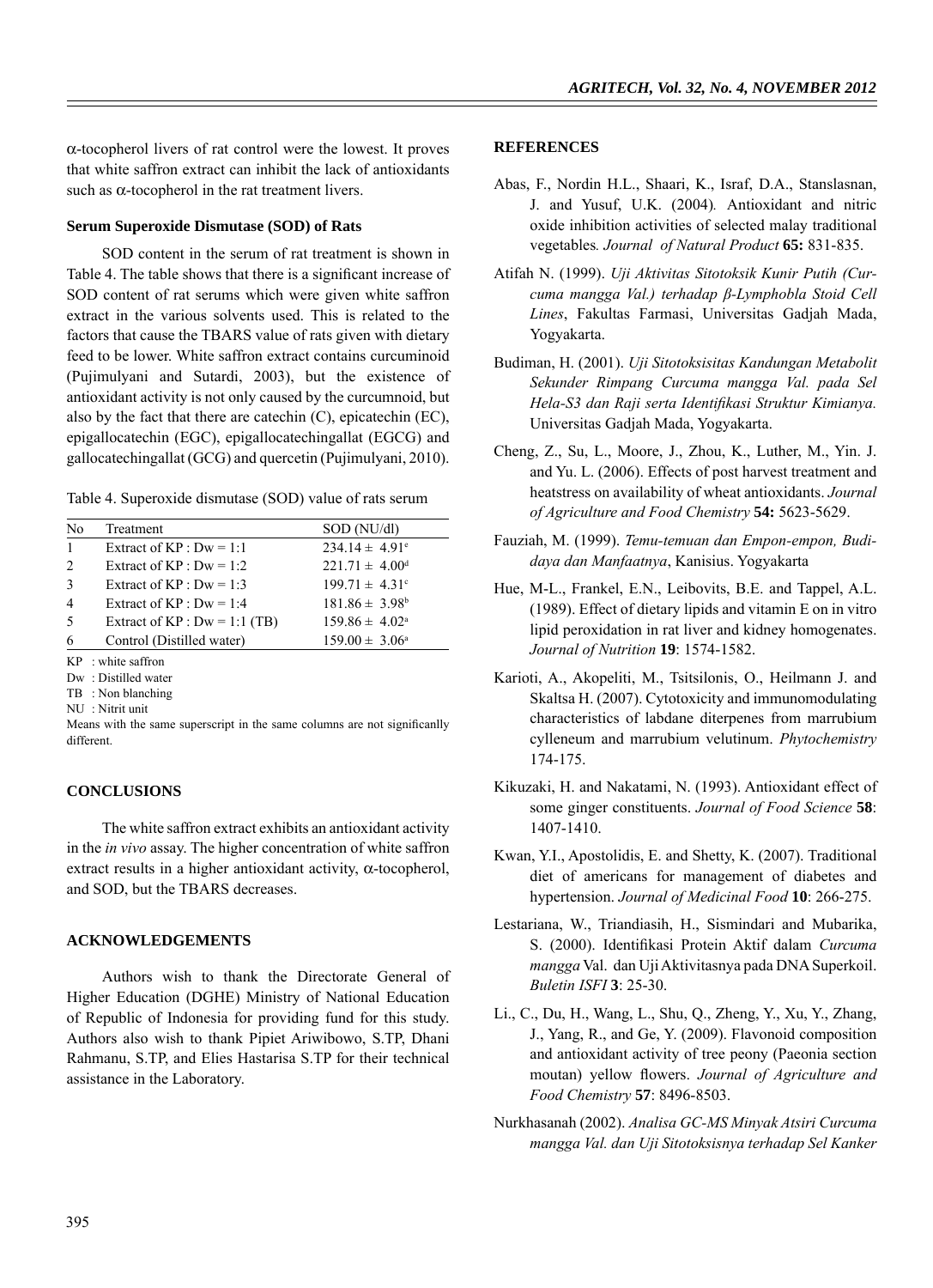α-tocopherol livers of rat control were the lowest. It proves that white saffron extract can inhibit the lack of antioxidants such as α-tocopherol in the rat treatment livers.

### Serum Superoxide Dismutase (SOD) of Rats

SOD content in the serum of rat treatment is shown in Table 4. The table shows that there is a significant increase of SOD content of rat serums which were given white saffron extract in the various solvents used. This is related to the factors that cause the TBARS value of rats given with dietary feed to be lower. White saffron extract contains curcuminoid (Pujimulyani and Sutardi, 2003), but the existence of antioxidant activity is not only caused by the curcumnoid, but also by the fact that there are catechin (C), epicatechin (EC), epigallocatechin (EGC), epigallocatechingallat (EGCG) and gallocatechingallat (GCG) and quercetin (Pujimulyani, 2010).

Table 4. Superoxide dismutase (SOD) value of rats serum

| No | Treatment | SOD (NU/dl) |
|---|---|---|
| 1 | Extract of KP : Dw = 1:1 | $234.14 \pm 4.91^{e}$ |
| 2 | Extract of KP : Dw = 1:2 | $221.71 \pm 4.00^{d}$ |
| 3 | Extract of KP : Dw = 1:3 | $199.71 \pm 4.31^{c}$ |
| 4 | Extract of KP : Dw = 1:4 | $181.86 \pm 3.98^{b}$ |
| 5 | Extract of KP : Dw = 1:1 (TB) | $159.86 \pm 4.02^{a}$ |
| 6 | Control (Distilled water) | $159.00 \pm 3.06^{a}$ |

KP : white saffron

Dw : Distilled water

TB : Non blanching

NU : Nitrit unit

Means with the same superscript in the same columns are not significanlly different.

## CONCLUSIONS

The white saffron extract exhibits an antioxidant activity in the *in vivo* assay. The higher concentration of white saffron extract results in a higher antioxidant activity, α-tocopherol, and SOD, but the TBARS decreases.

## ACKNOWLEDGEMENTS

Authors wish to thank the Directorate General of Higher Education (DGHE) Ministry of National Education of Republic of Indonesia for providing fund for this study. Authors also wish to thank Pipiet Ariwibowo, S.TP, Dhani Rahmanu, S.TP, and Elies Hastarisa S.TP for their technical assistance in the Laboratory.

## REFERENCES

Abas, F., Nordin H.L., Shaari, K., Israf, D.A., Stanslasnan, J. and Yusuf, U.K. (2004). Antioxidant and nitric oxide inhibition activities of selected malay traditional vegetables. *Journal of Natural Product* **65:** 831-835.

Atifah N. (1999). *Uji Aktivitas Sitotoksik Kunir Putih (Curcuma mangga Val.) terhadap β-Lymphobla Stoid Cell Lines*, Fakultas Farmasi, Universitas Gadjah Mada, Yogyakarta.

Budiman, H. (2001). *Uji Sitotoksisitas Kandungan Metabolit Sekunder Rimpang Curcuma mangga Val. pada Sel Hela-S3 dan Raji serta Identifikasi Struktur Kimianya.* Universitas Gadjah Mada, Yogyakarta.

Cheng, Z., Su, L., Moore, J., Zhou, K., Luther, M., Yin. J. and Yu. L. (2006). Effects of post harvest treatment and heatstress on availability of wheat antioxidants. *Journal of Agriculture and Food Chemistry* **54:** 5623-5629.

Fauziah, M. (1999). *Temu-temuan dan Empon-empon, Budidaya dan Manfaatnya*, Kanisius. Yogyakarta

Hue, M-L., Frankel, E.N., Leibovits, B.E. and Tappel, A.L. (1989). Effect of dietary lipids and vitamin E on in vitro lipid peroxidation in rat liver and kidney homogenates. *Journal of Nutrition* **19**: 1574-1582.

Karioti, A., Akopeliti, M., Tsitsilonis, O., Heilmann J. and Skaltsa H. (2007). Cytotoxicity and immunomodulating characteristics of labdane diterpenes from marrubium cylleneum and marrubium velutinum. *Phytochemistry* 174-175.

Kikuzaki, H. and Nakatami, N. (1993). Antioxidant effect of some ginger constituents. *Journal of Food Science* **58**: 1407-1410.

Kwan, Y.I., Apostolidis, E. and Shetty, K. (2007). Traditional diet of americans for management of diabetes and hypertension. *Journal of Medicinal Food* **10**: 266-275.

Lestariana, W., Triandiasih, H., Sismindari and Mubarika, S. (2000). Identifikasi Protein Aktif dalam *Curcuma mangga* Val. dan Uji Aktivitasnya pada DNA Superkoil. *Buletin ISFI* **3**: 25-30.

Li., C., Du, H., Wang, L., Shu, Q., Zheng, Y., Xu, Y., Zhang, J., Yang, R., and Ge, Y. (2009). Flavonoid composition and antioxidant activity of tree peony (Paeonia section moutan) yellow flowers. *Journal of Agriculture and Food Chemistry* **57**: 8496-8503.

Nurkhasanah (2002). *Analisa GC-MS Minyak Atsiri Curcuma mangga Val. dan Uji Sitotoksisnya terhadap Sel Kanker*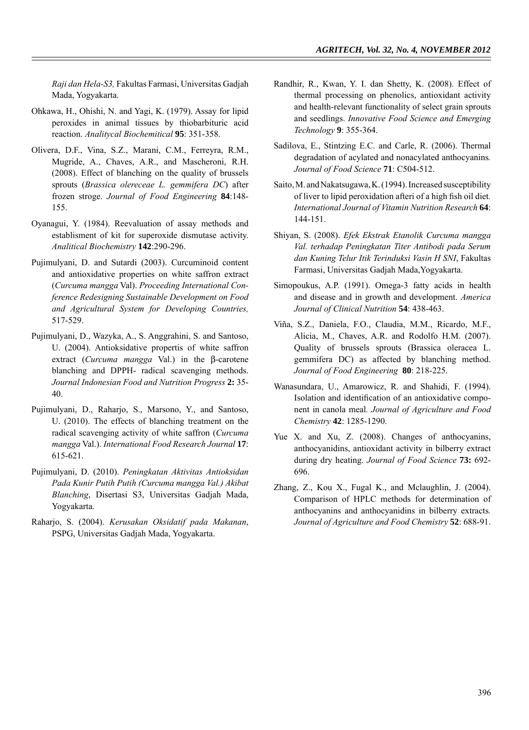*Raji dan Hela-S3,* Fakultas Farmasi, Universitas Gadjah Mada, Yogyakarta.

Ohkawa, H., Ohishi, N. and Yagi, K. (1979). Assay for lipid peroxides in animal tissues by thiobarbituric acid reaction. *Analitycal Biochemitical* **95**: 351-358.

Olivera, D.F., Vina, S.Z., Marani, C.M., Ferreyra, R.M., Mugride, A., Chaves, A.R., and Mascheroni, R.H. (2008). Effect of blanching on the quality of brussels sprouts (*Brassica olereceae L. gemmifera DC*) after frozen stroge. *Journal of Food Engineering* **84**:148-155.

Oyanagui, Y. (1984). Reevaluation of assay methods and establisment of kit for superoxide dismutase activity. *Analitical Biochemistry* **142**:290-296.

Pujimulyani, D. and Sutardi (2003). Curcuminoid content and antioxidative properties on white saffron extract (*Curcuma mangga* Val). *Proceeding International Conference Redesigning Sustainable Development on Food and Agricultural System for Developing Countries,* 517-529.

Pujimulyani, D., Wazyka, A., S. Anggrahini, S. and Santoso, U. (2004). Antioksidative propertis of white saffron extract (*Curcuma mangga* Val.) in the β-carotene blanching and DPPH- radical scavenging methods. *Journal Indonesian Food and Nutrition Progress* **2:** 35-40.

Pujimulyani, D., Raharjo, S., Marsono, Y., and Santoso, U. (2010). The effects of blanching treatment on the radical scavenging activity of white saffron (*Curcuma mangga* Val.). *International Food Research Journal* **17**: 615-621.

Pujimulyani, D. (2010). *Peningkatan Aktivitas Antioksidan Pada Kunir Putih Putih (Curcuma mangga Val.) Akibat Blanching*, Disertasi S3, Universitas Gadjah Mada, Yogyakarta.

Raharjo, S. (2004). *Kerusakan Oksidatif pada Makanan*, PSPG, Universitas Gadjah Mada, Yogyakarta.

Randhir, R., Kwan, Y. I. dan Shetty, K. (2008). Effect of thermal processing on phenolics, antioxidant activity and health-relevant functionality of select grain sprouts and seedlings. *Innovative Food Science and Emerging Technology* **9**: 355-364.

Sadilova, E., Stintzing E.C. and Carle, R. (2006). Thermal degradation of acylated and nonacylated anthocyanins. *Journal of Food Science* **71**: C504-512.

Saito, M. and Nakatsugawa, K. (1994). Increased susceptibility of liver to lipid peroxidation afteri of a high fish oil diet. *International Journal of Vitamin Nutrition Research* **64**: 144-151.

Shiyan, S. (2008). *Efek Ekstrak Etanolik Curcuma mangga Val. terhadap Peningkatan Titer Antibodi pada Serum dan Kuning Telur Itik Terinduksi Vasin H SNI*, Fakultas Farmasi, Universitas Gadjah Mada,Yogyakarta.

Simopoukus, A.P. (1991). Omega-3 fatty acids in health and disease and in growth and development. *America Journal of Clinical Nutrition* **54**: 438-463.

Viña, S.Z., Daniela, F.O., Claudia, M.M., Ricardo, M.F., Alicia, M., Chaves, A.R. and Rodolfo H.M. (2007). Quality of brussels sprouts (Brassica oleracea L. gemmifera DC) as affected by blanching method. *Journal of Food Engineering* **80**: 218-225.

Wanasundara, U., Amarowicz, R. and Shahidi, F. (1994). Isolation and identification of an antioxidative component in canola meal. *Journal of Agriculture and Food Chemistry* **42**: 1285-1290.

Yue X. and Xu, Z. (2008). Changes of anthocyanins, anthocyanidins, antioxidant activity in bilberry extract during dry heating. *Journal of Food Science* **73:** 692-696.

Zhang, Z., Kou X., Fugal K., and Mclaughlin, J. (2004). Comparison of HPLC methods for determination of anthocyanins and anthocyanidins in bilberry extracts. *Journal of Agriculture and Food Chemistry* **52**: 688-91.